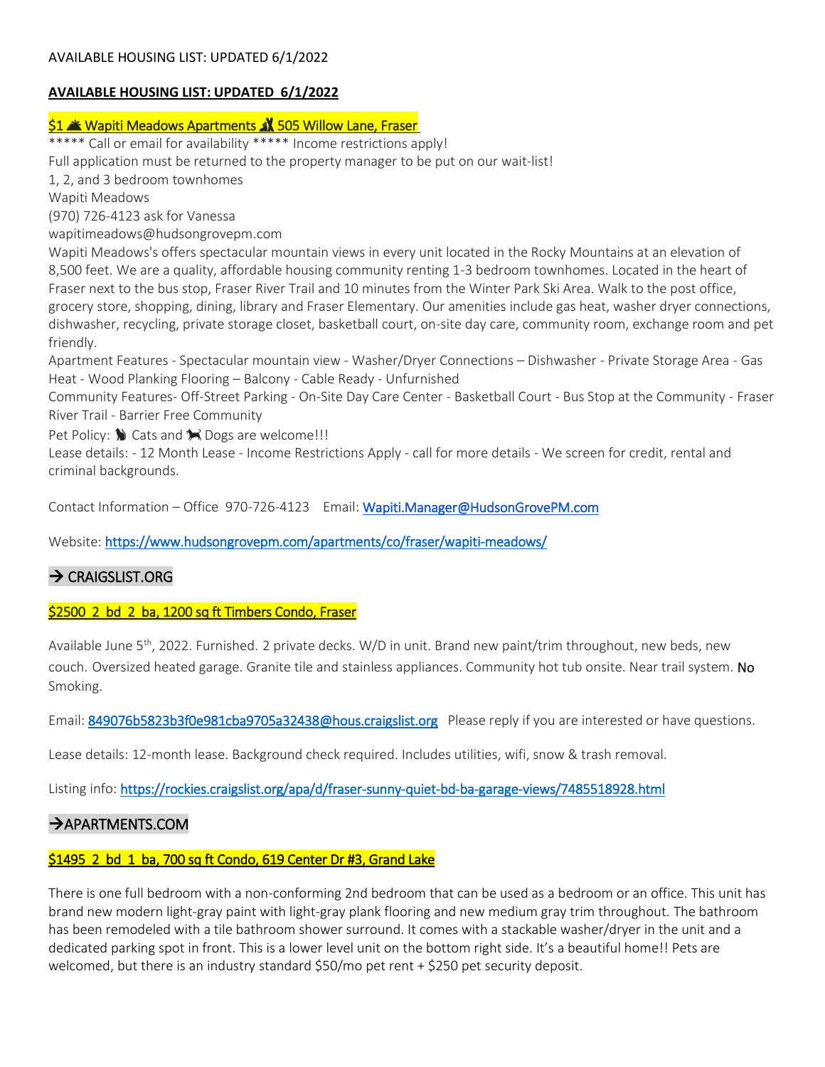AVAILABLE HOUSING LIST: UPDATED 6/1/2022

**AVAILABLE HOUSING LIST: UPDATED 6/1/2022**

## $1 🏔 Wapiti Meadows Apartments 🦌 505 Willow Lane, Fraser

***** Call or email for availability ***** Income restrictions apply!
Full application must be returned to the property manager to be put on our wait-list!
1, 2, and 3 bedroom townhomes
Wapiti Meadows
(970) 726-4123 ask for Vanessa
wapitimeadows@hudsongrovepm.com

Wapiti Meadows's offers spectacular mountain views in every unit located in the Rocky Mountains at an elevation of 8,500 feet. We are a quality, affordable housing community renting 1-3 bedroom townhomes. Located in the heart of Fraser next to the bus stop, Fraser River Trail and 10 minutes from the Winter Park Ski Area. Walk to the post office, grocery store, shopping, dining, library and Fraser Elementary. Our amenities include gas heat, washer dryer connections, dishwasher, recycling, private storage closet, basketball court, on-site day care, community room, exchange room and pet friendly.

Apartment Features - Spectacular mountain view - Washer/Dryer Connections – Dishwasher - Private Storage Area - Gas Heat - Wood Planking Flooring – Balcony - Cable Ready - Unfurnished

Community Features- Off-Street Parking - On-Site Day Care Center - Basketball Court - Bus Stop at the Community - Fraser River Trail - Barrier Free Community

Pet Policy: 🐈 Cats and 🐕 Dogs are welcome!!!

Lease details: - 12 Month Lease - Income Restrictions Apply - call for more details - We screen for credit, rental and criminal backgrounds.

Contact Information – Office 970-726-4123 Email: Wapiti.Manager@HudsonGrovePM.com

Website: https://www.hudsongrovepm.com/apartments/co/fraser/wapiti-meadows/

## → CRAIGSLIST.ORG

### $2500 2 bd 2 ba, 1200 sq ft Timbers Condo, Fraser

Available June 5th, 2022. Furnished. 2 private decks. W/D in unit. Brand new paint/trim throughout, new beds, new couch. Oversized heated garage. Granite tile and stainless appliances. Community hot tub onsite. Near trail system. No Smoking.

Email: 849076b5823b3f0e981cba9705a32438@hous.craigslist.org Please reply if you are interested or have questions.

Lease details: 12-month lease. Background check required. Includes utilities, wifi, snow & trash removal.

Listing info: https://rockies.craigslist.org/apa/d/fraser-sunny-quiet-bd-ba-garage-views/7485518928.html

## →APARTMENTS.COM

### $1495 2 bd 1 ba, 700 sq ft Condo, 619 Center Dr #3, Grand Lake

There is one full bedroom with a non-conforming 2nd bedroom that can be used as a bedroom or an office. This unit has brand new modern light-gray paint with light-gray plank flooring and new medium gray trim throughout. The bathroom has been remodeled with a tile bathroom shower surround. It comes with a stackable washer/dryer in the unit and a dedicated parking spot in front. This is a lower level unit on the bottom right side. It's a beautiful home!! Pets are welcomed, but there is an industry standard $50/mo pet rent + $250 pet security deposit.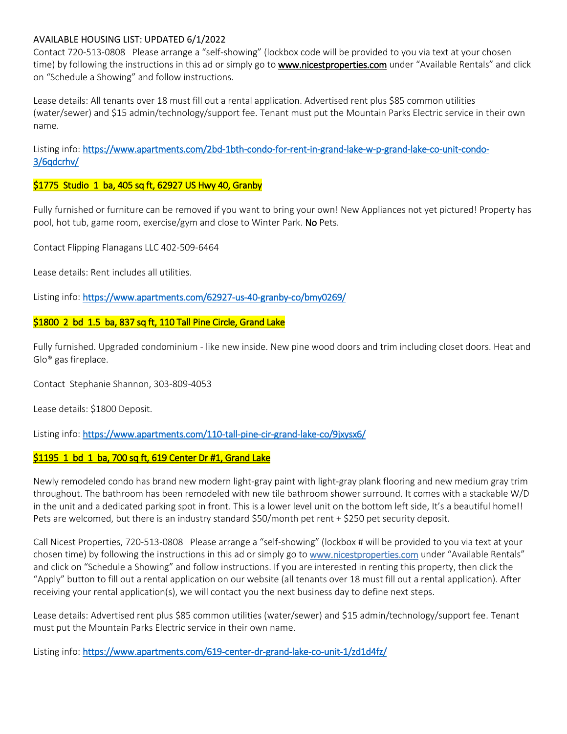AVAILABLE HOUSING LIST: UPDATED 6/1/2022

Contact 720-513-0808 Please arrange a "self-showing" (lockbox code will be provided to you via text at your chosen time) by following the instructions in this ad or simply go to **www.nicestproperties.com** under "Available Rentals" and click on "Schedule a Showing" and follow instructions.

Lease details: All tenants over 18 must fill out a rental application. Advertised rent plus $85 common utilities (water/sewer) and $15 admin/technology/support fee. Tenant must put the Mountain Parks Electric service in their own name.

Listing info: https://www.apartments.com/2bd-1bth-condo-for-rent-in-grand-lake-w-p-grand-lake-co-unit-condo-3/6qdcrhv/

## $1775 Studio 1 ba, 405 sq ft, 62927 US Hwy 40, Granby

Fully furnished or furniture can be removed if you want to bring your own! New Appliances not yet pictured! Property has pool, hot tub, game room, exercise/gym and close to Winter Park. **No** Pets.

Contact Flipping Flanagans LLC 402-509-6464

Lease details: Rent includes all utilities.

Listing info: https://www.apartments.com/62927-us-40-granby-co/bmy0269/

## $1800 2 bd 1.5 ba, 837 sq ft, 110 Tall Pine Circle, Grand Lake

Fully furnished. Upgraded condominium - like new inside. New pine wood doors and trim including closet doors. Heat and Glo® gas fireplace.

Contact Stephanie Shannon, 303-809-4053

Lease details: $1800 Deposit.

Listing info: https://www.apartments.com/110-tall-pine-cir-grand-lake-co/9jxysx6/

## $1195 1 bd 1 ba, 700 sq ft, 619 Center Dr #1, Grand Lake

Newly remodeled condo has brand new modern light-gray paint with light-gray plank flooring and new medium gray trim throughout. The bathroom has been remodeled with new tile bathroom shower surround. It comes with a stackable W/D in the unit and a dedicated parking spot in front. This is a lower level unit on the bottom left side, It's a beautiful home!! Pets are welcomed, but there is an industry standard $50/month pet rent + $250 pet security deposit.

Call Nicest Properties, 720-513-0808 Please arrange a "self-showing" (lockbox # will be provided to you via text at your chosen time) by following the instructions in this ad or simply go to www.nicestproperties.com under "Available Rentals" and click on "Schedule a Showing" and follow instructions. If you are interested in renting this property, then click the "Apply" button to fill out a rental application on our website (all tenants over 18 must fill out a rental application). After receiving your rental application(s), we will contact you the next business day to define next steps.

Lease details: Advertised rent plus $85 common utilities (water/sewer) and $15 admin/technology/support fee. Tenant must put the Mountain Parks Electric service in their own name.

Listing info: https://www.apartments.com/619-center-dr-grand-lake-co-unit-1/zd1d4fz/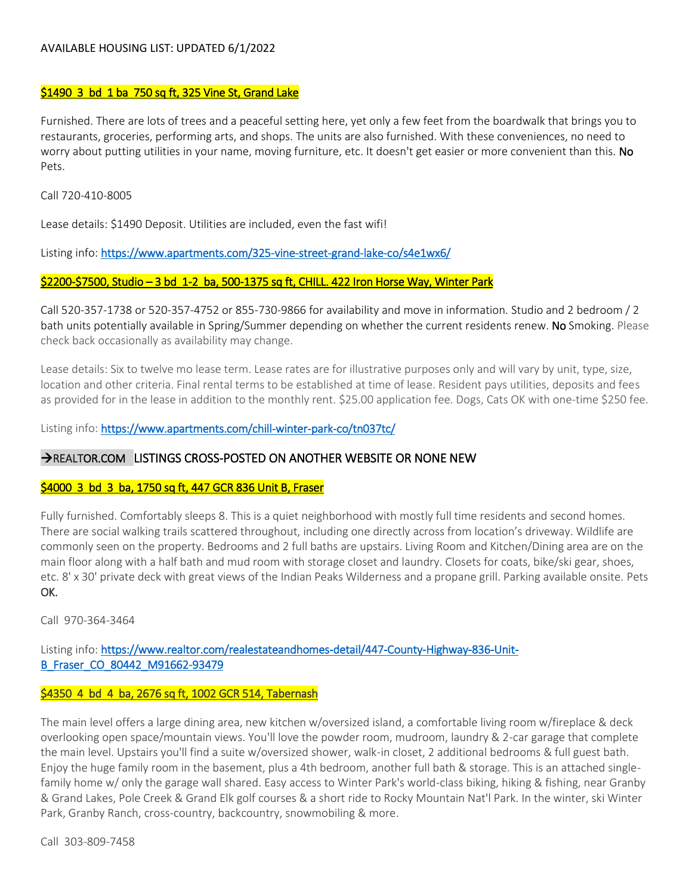AVAILABLE HOUSING LIST: UPDATED 6/1/2022

**$1490 3 bd 1 ba 750 sq ft, 325 Vine St, Grand Lake**

Furnished. There are lots of trees and a peaceful setting here, yet only a few feet from the boardwalk that brings you to restaurants, groceries, performing arts, and shops. The units are also furnished. With these conveniences, no need to worry about putting utilities in your name, moving furniture, etc. It doesn't get easier or more convenient than this. No Pets.

Call 720-410-8005

Lease details: $1490 Deposit. Utilities are included, even the fast wifi!

Listing info: https://www.apartments.com/325-vine-street-grand-lake-co/s4e1wx6/

**$2200-$7500, Studio – 3 bd 1-2 ba, 500-1375 sq ft, CHILL. 422 Iron Horse Way, Winter Park**

Call 520-357-1738 or 520-357-4752 or 855-730-9866 for availability and move in information. Studio and 2 bedroom / 2 bath units potentially available in Spring/Summer depending on whether the current residents renew. No Smoking. Please check back occasionally as availability may change.

Lease details: Six to twelve mo lease term. Lease rates are for illustrative purposes only and will vary by unit, type, size, location and other criteria. Final rental terms to be established at time of lease. Resident pays utilities, deposits and fees as provided for in the lease in addition to the monthly rent. $25.00 application fee. Dogs, Cats OK with one-time $250 fee.

Listing info: https://www.apartments.com/chill-winter-park-co/tn037tc/

## →REALTOR.COM LISTINGS CROSS-POSTED ON ANOTHER WEBSITE OR NONE NEW

**$4000 3 bd 3 ba, 1750 sq ft, 447 GCR 836 Unit B, Fraser**

Fully furnished. Comfortably sleeps 8. This is a quiet neighborhood with mostly full time residents and second homes. There are social walking trails scattered throughout, including one directly across from location's driveway. Wildlife are commonly seen on the property. Bedrooms and 2 full baths are upstairs. Living Room and Kitchen/Dining area are on the main floor along with a half bath and mud room with storage closet and laundry. Closets for coats, bike/ski gear, shoes, etc. 8' x 30' private deck with great views of the Indian Peaks Wilderness and a propane grill. Parking available onsite. Pets OK.

Call 970-364-3464

Listing info: https://www.realtor.com/realestateandhomes-detail/447-County-Highway-836-Unit-B_Fraser_CO_80442_M91662-93479

**$4350 4 bd 4 ba, 2676 sq ft, 1002 GCR 514, Tabernash**

The main level offers a large dining area, new kitchen w/oversized island, a comfortable living room w/fireplace & deck overlooking open space/mountain views. You'll love the powder room, mudroom, laundry & 2-car garage that complete the main level. Upstairs you'll find a suite w/oversized shower, walk-in closet, 2 additional bedrooms & full guest bath. Enjoy the huge family room in the basement, plus a 4th bedroom, another full bath & storage. This is an attached single-family home w/ only the garage wall shared. Easy access to Winter Park's world-class biking, hiking & fishing, near Granby & Grand Lakes, Pole Creek & Grand Elk golf courses & a short ride to Rocky Mountain Nat'l Park. In the winter, ski Winter Park, Granby Ranch, cross-country, backcountry, snowmobiling & more.

Call 303-809-7458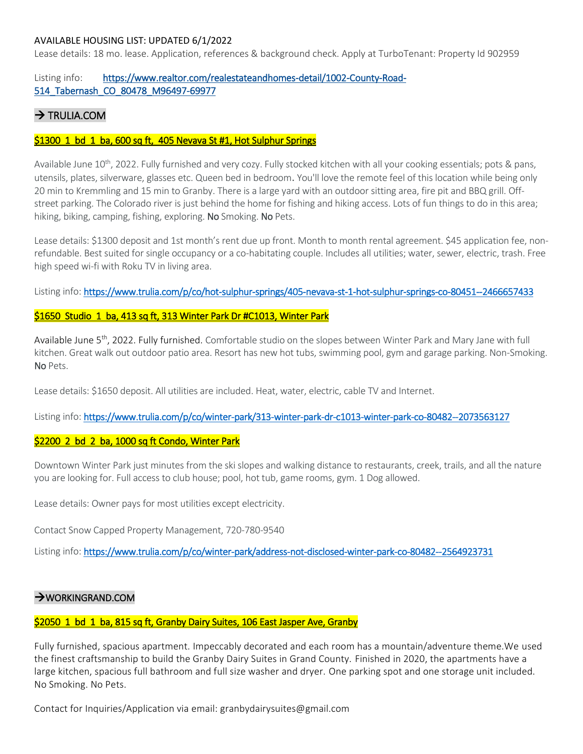AVAILABLE HOUSING LIST: UPDATED 6/1/2022

Lease details: 18 mo. lease. Application, references & background check. Apply at TurboTenant: Property Id 902959

Listing info: [https://www.realtor.com/realestateandhomes-detail/1002-County-Road-514_Tabernash_CO_80478_M96497-69977](https://www.realtor.com/realestateandhomes-detail/1002-County-Road-514_Tabernash_CO_80478_M96497-69977)

## → TRULIA.COM

### $1300 1 bd 1 ba, 600 sq ft, 405 Nevava St #1, Hot Sulphur Springs

Available June 10th, 2022. Fully furnished and very cozy. Fully stocked kitchen with all your cooking essentials; pots & pans, utensils, plates, silverware, glasses etc. Queen bed in bedroom. You'll love the remote feel of this location while being only 20 min to Kremmling and 15 min to Granby. There is a large yard with an outdoor sitting area, fire pit and BBQ grill. Off-street parking. The Colorado river is just behind the home for fishing and hiking access. Lots of fun things to do in this area; hiking, biking, camping, fishing, exploring. No Smoking. No Pets.

Lease details: $1300 deposit and 1st month's rent due up front. Month to month rental agreement. $45 application fee, non-refundable. Best suited for single occupancy or a co-habitating couple. Includes all utilities; water, sewer, electric, trash. Free high speed wi-fi with Roku TV in living area.

Listing info: [https://www.trulia.com/p/co/hot-sulphur-springs/405-nevava-st-1-hot-sulphur-springs-co-80451--2466657433](https://www.trulia.com/p/co/hot-sulphur-springs/405-nevava-st-1-hot-sulphur-springs-co-80451--2466657433)

### $1650 Studio 1 ba, 413 sq ft, 313 Winter Park Dr #C1013, Winter Park

Available June 5th, 2022. Fully furnished. Comfortable studio on the slopes between Winter Park and Mary Jane with full kitchen. Great walk out outdoor patio area. Resort has new hot tubs, swimming pool, gym and garage parking. Non-Smoking. No Pets.

Lease details: $1650 deposit. All utilities are included. Heat, water, electric, cable TV and Internet.

Listing info: [https://www.trulia.com/p/co/winter-park/313-winter-park-dr-c1013-winter-park-co-80482--2073563127](https://www.trulia.com/p/co/winter-park/313-winter-park-dr-c1013-winter-park-co-80482--2073563127)

### $2200 2 bd 2 ba, 1000 sq ft Condo, Winter Park

Downtown Winter Park just minutes from the ski slopes and walking distance to restaurants, creek, trails, and all the nature you are looking for. Full access to club house; pool, hot tub, game rooms, gym. 1 Dog allowed.

Lease details: Owner pays for most utilities except electricity.

Contact Snow Capped Property Management, 720-780-9540

Listing info: [https://www.trulia.com/p/co/winter-park/address-not-disclosed-winter-park-co-80482--2564923731](https://www.trulia.com/p/co/winter-park/address-not-disclosed-winter-park-co-80482--2564923731)

## →WORKINGRAND.COM

### $2050 1 bd 1 ba, 815 sq ft, Granby Dairy Suites, 106 East Jasper Ave, Granby

Fully furnished, spacious apartment. Impeccably decorated and each room has a mountain/adventure theme.We used the finest craftsmanship to build the Granby Dairy Suites in Grand County. Finished in 2020, the apartments have a large kitchen, spacious full bathroom and full size washer and dryer. One parking spot and one storage unit included. No Smoking. No Pets.

Contact for Inquiries/Application via email: granbydairysuites@gmail.com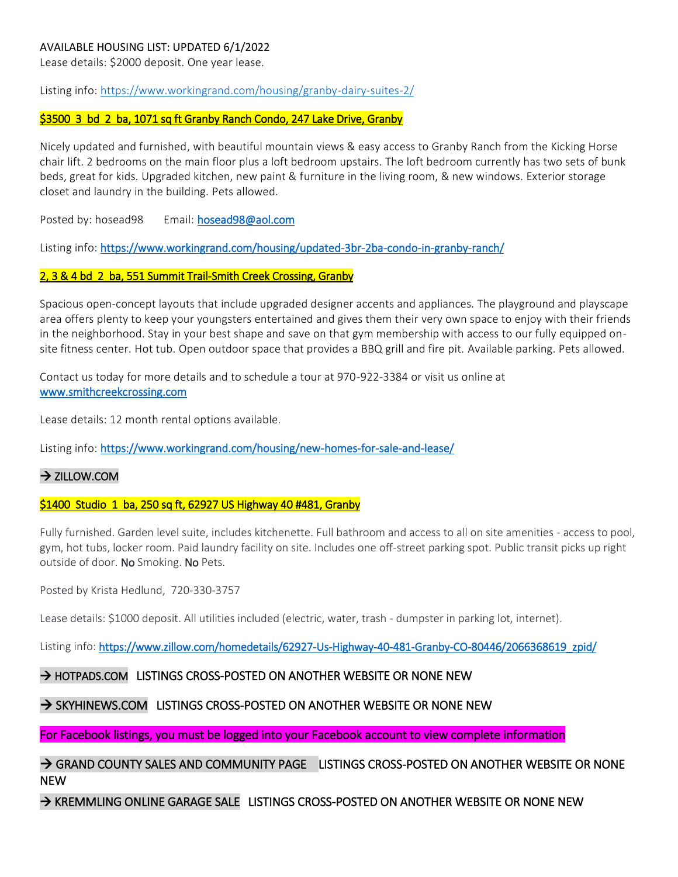AVAILABLE HOUSING LIST: UPDATED 6/1/2022

Lease details: $2000 deposit. One year lease.

Listing info: https://www.workingrand.com/housing/granby-dairy-suites-2/

**$3500 3 bd 2 ba, 1071 sq ft Granby Ranch Condo, 247 Lake Drive, Granby**

Nicely updated and furnished, with beautiful mountain views & easy access to Granby Ranch from the Kicking Horse chair lift. 2 bedrooms on the main floor plus a loft bedroom upstairs. The loft bedroom currently has two sets of bunk beds, great for kids. Upgraded kitchen, new paint & furniture in the living room, & new windows. Exterior storage closet and laundry in the building. Pets allowed.

Posted by: hosead98 Email: hosead98@aol.com

Listing info: https://www.workingrand.com/housing/updated-3br-2ba-condo-in-granby-ranch/

**2, 3 & 4 bd 2 ba, 551 Summit Trail-Smith Creek Crossing, Granby**

Spacious open-concept layouts that include upgraded designer accents and appliances. The playground and playscape area offers plenty to keep your youngsters entertained and gives them their very own space to enjoy with their friends in the neighborhood. Stay in your best shape and save on that gym membership with access to our fully equipped on-site fitness center. Hot tub. Open outdoor space that provides a BBQ grill and fire pit. Available parking. Pets allowed.

Contact us today for more details and to schedule a tour at 970-922-3384 or visit us online at www.smithcreekcrossing.com

Lease details: 12 month rental options available.

Listing info: https://www.workingrand.com/housing/new-homes-for-sale-and-lease/

## → ZILLOW.COM

**$1400 Studio 1 ba, 250 sq ft, 62927 US Highway 40 #481, Granby**

Fully furnished. Garden level suite, includes kitchenette. Full bathroom and access to all on site amenities - access to pool, gym, hot tubs, locker room. Paid laundry facility on site. Includes one off-street parking spot. Public transit picks up right outside of door. No Smoking. No Pets.

Posted by Krista Hedlund, 720-330-3757

Lease details: $1000 deposit. All utilities included (electric, water, trash - dumpster in parking lot, internet).

Listing info: https://www.zillow.com/homedetails/62927-Us-Highway-40-481-Granby-CO-80446/2066368619_zpid/

## → HOTPADS.COM LISTINGS CROSS-POSTED ON ANOTHER WEBSITE OR NONE NEW

## → SKYHINEWS.COM LISTINGS CROSS-POSTED ON ANOTHER WEBSITE OR NONE NEW

**For Facebook listings, you must be logged into your Facebook account to view complete information**

## → GRAND COUNTY SALES AND COMMUNITY PAGE LISTINGS CROSS-POSTED ON ANOTHER WEBSITE OR NONE NEW

## → KREMMLING ONLINE GARAGE SALE LISTINGS CROSS-POSTED ON ANOTHER WEBSITE OR NONE NEW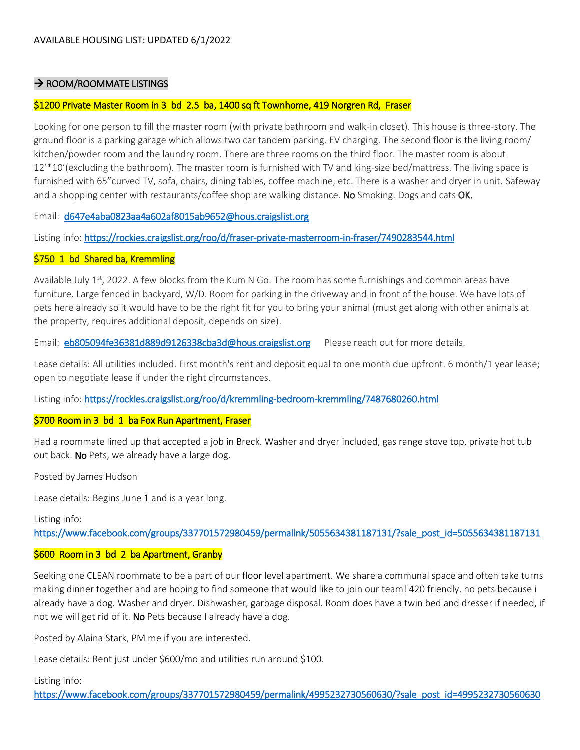AVAILABLE HOUSING LIST: UPDATED 6/1/2022

## → ROOM/ROOMMATE LISTINGS

### $1200 Private Master Room in 3 bd 2.5 ba, 1400 sq ft Townhome, 419 Norgren Rd, Fraser

Looking for one person to fill the master room (with private bathroom and walk-in closet). This house is three-story. The ground floor is a parking garage which allows two car tandem parking. EV charging. The second floor is the living room/ kitchen/powder room and the laundry room. There are three rooms on the third floor. The master room is about 12'*10'(excluding the bathroom). The master room is furnished with TV and king-size bed/mattress. The living space is furnished with 65"curved TV, sofa, chairs, dining tables, coffee machine, etc. There is a washer and dryer in unit. Safeway and a shopping center with restaurants/coffee shop are walking distance. No Smoking. Dogs and cats OK.

Email: d647e4aba0823aa4a602af8015ab9652@hous.craigslist.org

Listing info: https://rockies.craigslist.org/roo/d/fraser-private-masterroom-in-fraser/7490283544.html

### $750 1 bd Shared ba, Kremmling

Available July 1st, 2022. A few blocks from the Kum N Go. The room has some furnishings and common areas have furniture. Large fenced in backyard, W/D. Room for parking in the driveway and in front of the house. We have lots of pets here already so it would have to be the right fit for you to bring your animal (must get along with other animals at the property, requires additional deposit, depends on size).

Email: eb805094fe36381d889d9126338cba3d@hous.craigslist.org Please reach out for more details.

Lease details: All utilities included. First month's rent and deposit equal to one month due upfront. 6 month/1 year lease; open to negotiate lease if under the right circumstances.

Listing info: https://rockies.craigslist.org/roo/d/kremmling-bedroom-kremmling/7487680260.html

### $700 Room in 3 bd 1 ba Fox Run Apartment, Fraser

Had a roommate lined up that accepted a job in Breck. Washer and dryer included, gas range stove top, private hot tub out back. No Pets, we already have a large dog.

Posted by James Hudson

Lease details: Begins June 1 and is a year long.

Listing info:
https://www.facebook.com/groups/337701572980459/permalink/5055634381187131/?sale_post_id=5055634381187131

### $600 Room in 3 bd 2 ba Apartment, Granby

Seeking one CLEAN roommate to be a part of our floor level apartment. We share a communal space and often take turns making dinner together and are hoping to find someone that would like to join our team! 420 friendly. no pets because i already have a dog. Washer and dryer. Dishwasher, garbage disposal. Room does have a twin bed and dresser if needed, if not we will get rid of it. No Pets because I already have a dog.

Posted by Alaina Stark, PM me if you are interested.

Lease details: Rent just under $600/mo and utilities run around $100.

Listing info:
https://www.facebook.com/groups/337701572980459/permalink/4995232730560630/?sale_post_id=4995232730560630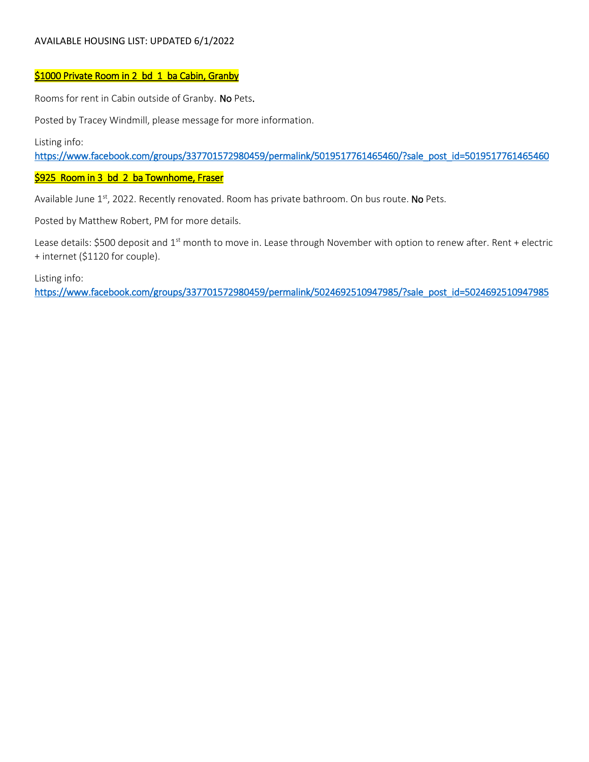AVAILABLE HOUSING LIST: UPDATED 6/1/2022

## $1000 Private Room in 2 bd 1 ba Cabin, Granby

Rooms for rent in Cabin outside of Granby. **No** Pets.

Posted by Tracey Windmill, please message for more information.

Listing info: https://www.facebook.com/groups/337701572980459/permalink/5019517761465460/?sale_post_id=5019517761465460

## $925 Room in 3 bd 2 ba Townhome, Fraser

Available June 1st, 2022. Recently renovated. Room has private bathroom. On bus route. **No** Pets.

Posted by Matthew Robert, PM for more details.

Lease details: $500 deposit and 1st month to move in. Lease through November with option to renew after. Rent + electric + internet ($1120 for couple).

Listing info: https://www.facebook.com/groups/337701572980459/permalink/5024692510947985/?sale_post_id=5024692510947985